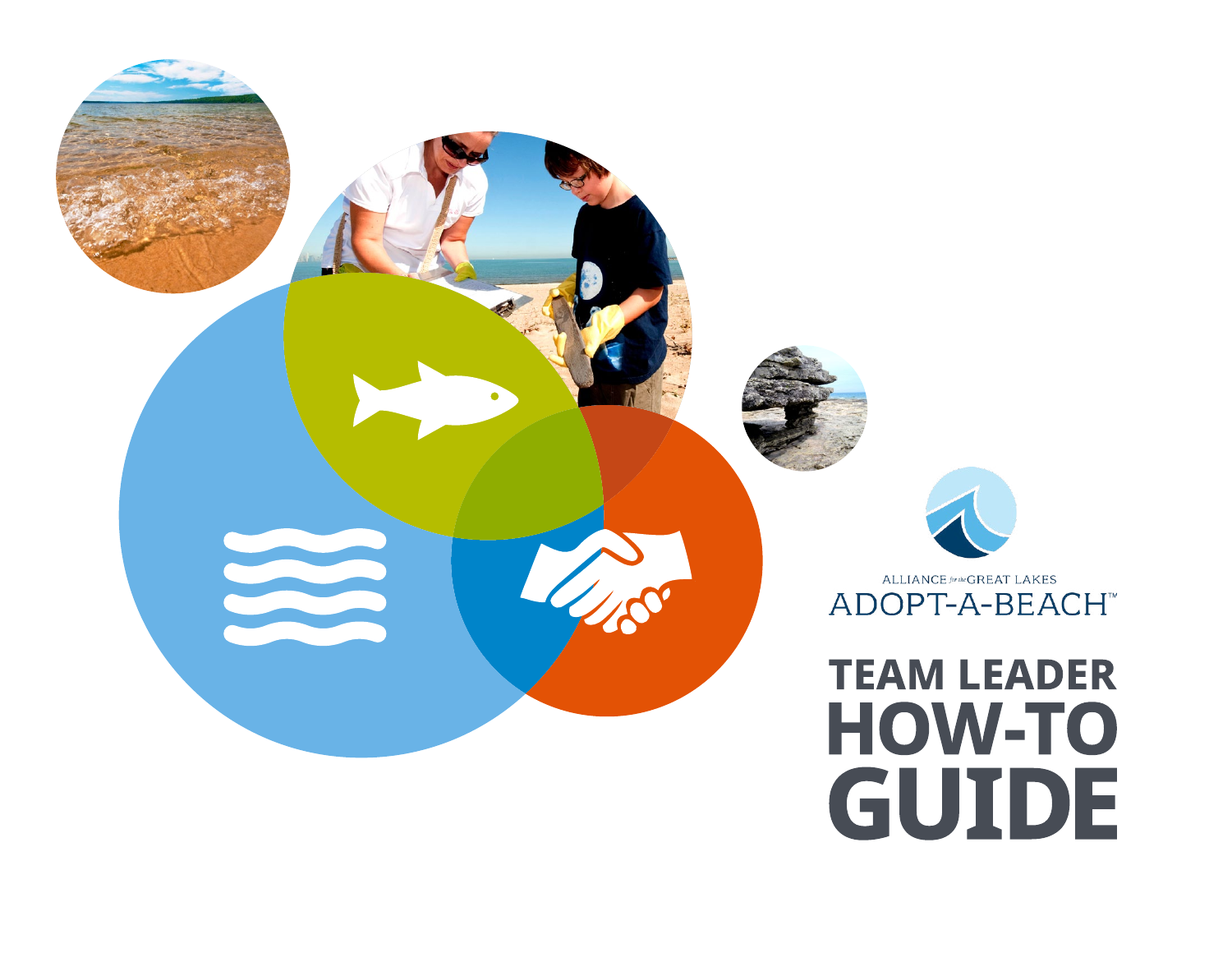ALLIANCE for the GREAT LAKES

ADOPT-A-BEACH™

# TEAM LEADER HOW-TO GUIDE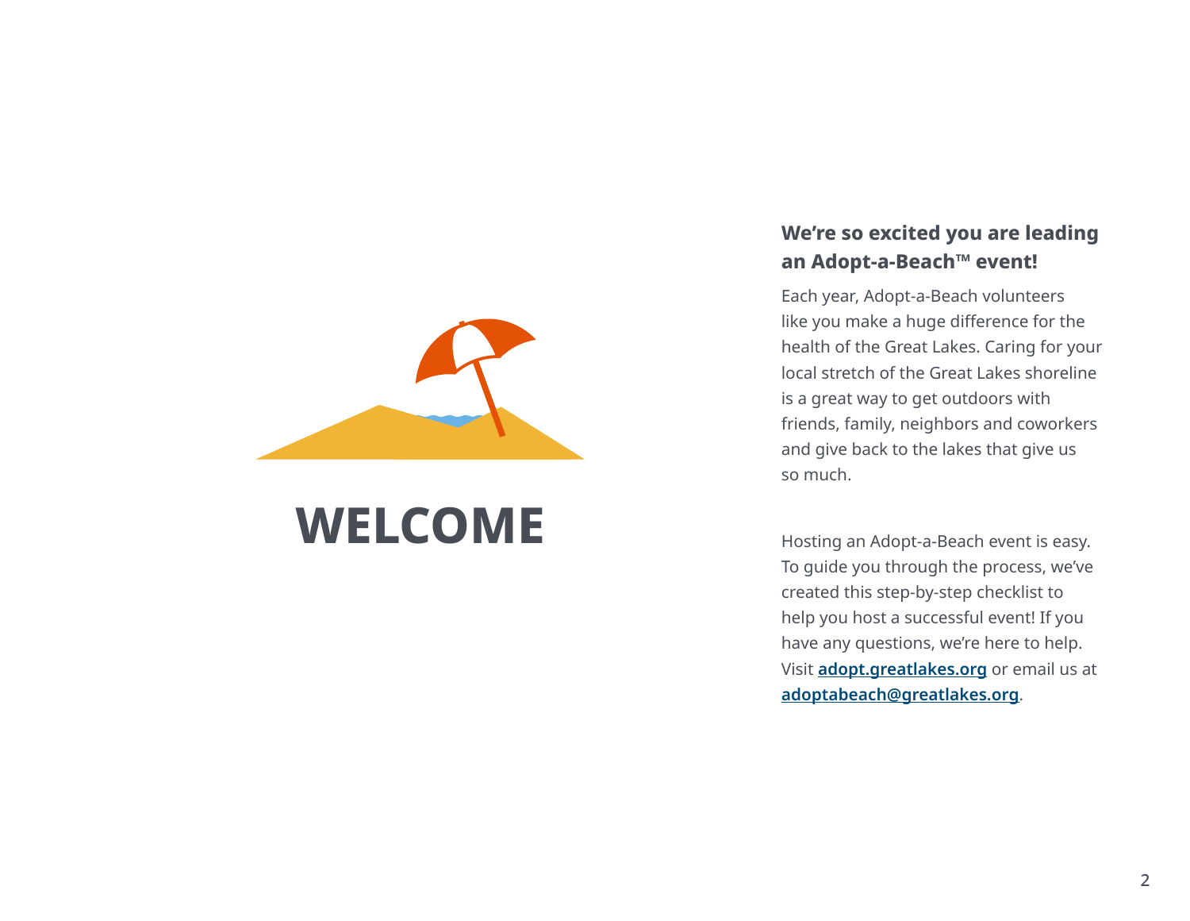# WELCOME

**We're so excited you are leading an Adopt-a-Beach™ event!**

Each year, Adopt-a-Beach volunteers like you make a huge difference for the health of the Great Lakes. Caring for your local stretch of the Great Lakes shoreline is a great way to get outdoors with friends, family, neighbors and coworkers and give back to the lakes that give us so much.

Hosting an Adopt-a-Beach event is easy. To guide you through the process, we've created this step-by-step checklist to help you host a successful event! If you have any questions, we're here to help. Visit **adopt.greatlakes.org** or email us at **adoptabeach@greatlakes.org**.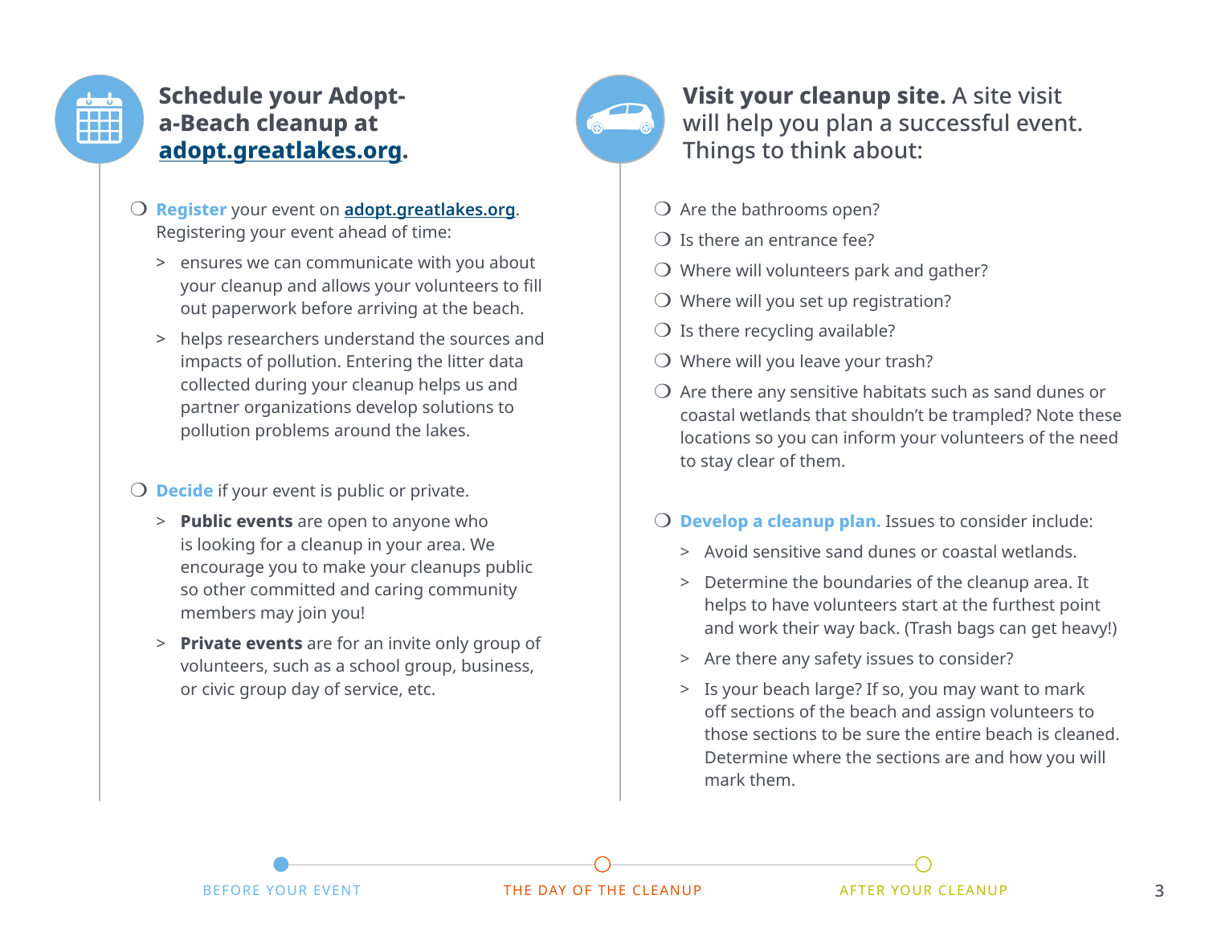## Schedule your Adopt-a-Beach cleanup at adopt.greatlakes.org.

- **Register** your event on adopt.greatlakes.org. Registering your event ahead of time:
  - ensures we can communicate with you about your cleanup and allows your volunteers to fill out paperwork before arriving at the beach.
  - helps researchers understand the sources and impacts of pollution. Entering the litter data collected during your cleanup helps us and partner organizations develop solutions to pollution problems around the lakes.
- **Decide** if your event is public or private.
  - **Public events** are open to anyone who is looking for a cleanup in your area. We encourage you to make your cleanups public so other committed and caring community members may join you!
  - **Private events** are for an invite only group of volunteers, such as a school group, business, or civic group day of service, etc.

## Visit your cleanup site. A site visit will help you plan a successful event. Things to think about:

- Are the bathrooms open?
- Is there an entrance fee?
- Where will volunteers park and gather?
- Where will you set up registration?
- Is there recycling available?
- Where will you leave your trash?
- Are there any sensitive habitats such as sand dunes or coastal wetlands that shouldn't be trampled? Note these locations so you can inform your volunteers of the need to stay clear of them.
- **Develop a cleanup plan.** Issues to consider include:
  - Avoid sensitive sand dunes or coastal wetlands.
  - Determine the boundaries of the cleanup area. It helps to have volunteers start at the furthest point and work their way back. (Trash bags can get heavy!)
  - Are there any safety issues to consider?
  - Is your beach large? If so, you may want to mark off sections of the beach and assign volunteers to those sections to be sure the entire beach is cleaned. Determine where the sections are and how you will mark them.

BEFORE YOUR EVENT — THE DAY OF THE CLEANUP — AFTER YOUR CLEANUP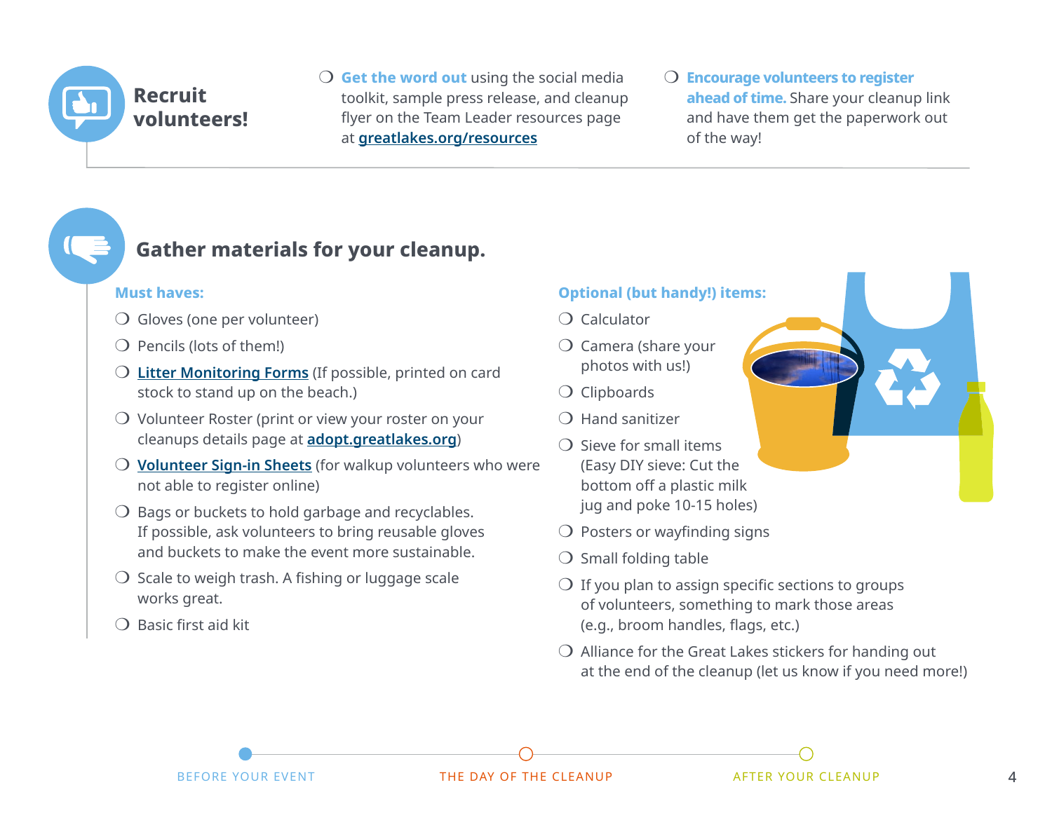## Recruit volunteers!

- ❍ **Get the word out** using the social media toolkit, sample press release, and cleanup flyer on the Team Leader resources page at **greatlakes.org/resources**
- ❍ **Encourage volunteers to register ahead of time.** Share your cleanup link and have them get the paperwork out of the way!

## Gather materials for your cleanup.

### Must haves:

- ❍ Gloves (one per volunteer)
- ❍ Pencils (lots of them!)
- ❍ Litter Monitoring Forms (If possible, printed on card stock to stand up on the beach.)
- ❍ Volunteer Roster (print or view your roster on your cleanups details page at **adopt.greatlakes.org**)
- ❍ Volunteer Sign-in Sheets (for walkup volunteers who were not able to register online)
- ❍ Bags or buckets to hold garbage and recyclables. If possible, ask volunteers to bring reusable gloves and buckets to make the event more sustainable.
- ❍ Scale to weigh trash. A fishing or luggage scale works great.
- ❍ Basic first aid kit

### Optional (but handy!) items:

- ❍ Calculator
- ❍ Camera (share your photos with us!)
- ❍ Clipboards
- ❍ Hand sanitizer
- ❍ Sieve for small items (Easy DIY sieve: Cut the bottom off a plastic milk jug and poke 10-15 holes)
- ❍ Posters or wayfinding signs
- ❍ Small folding table
- ❍ If you plan to assign specific sections to groups of volunteers, something to mark those areas (e.g., broom handles, flags, etc.)
- ❍ Alliance for the Great Lakes stickers for handing out at the end of the cleanup (let us know if you need more!)

BEFORE YOUR EVENT — THE DAY OF THE CLEANUP — AFTER YOUR CLEANUP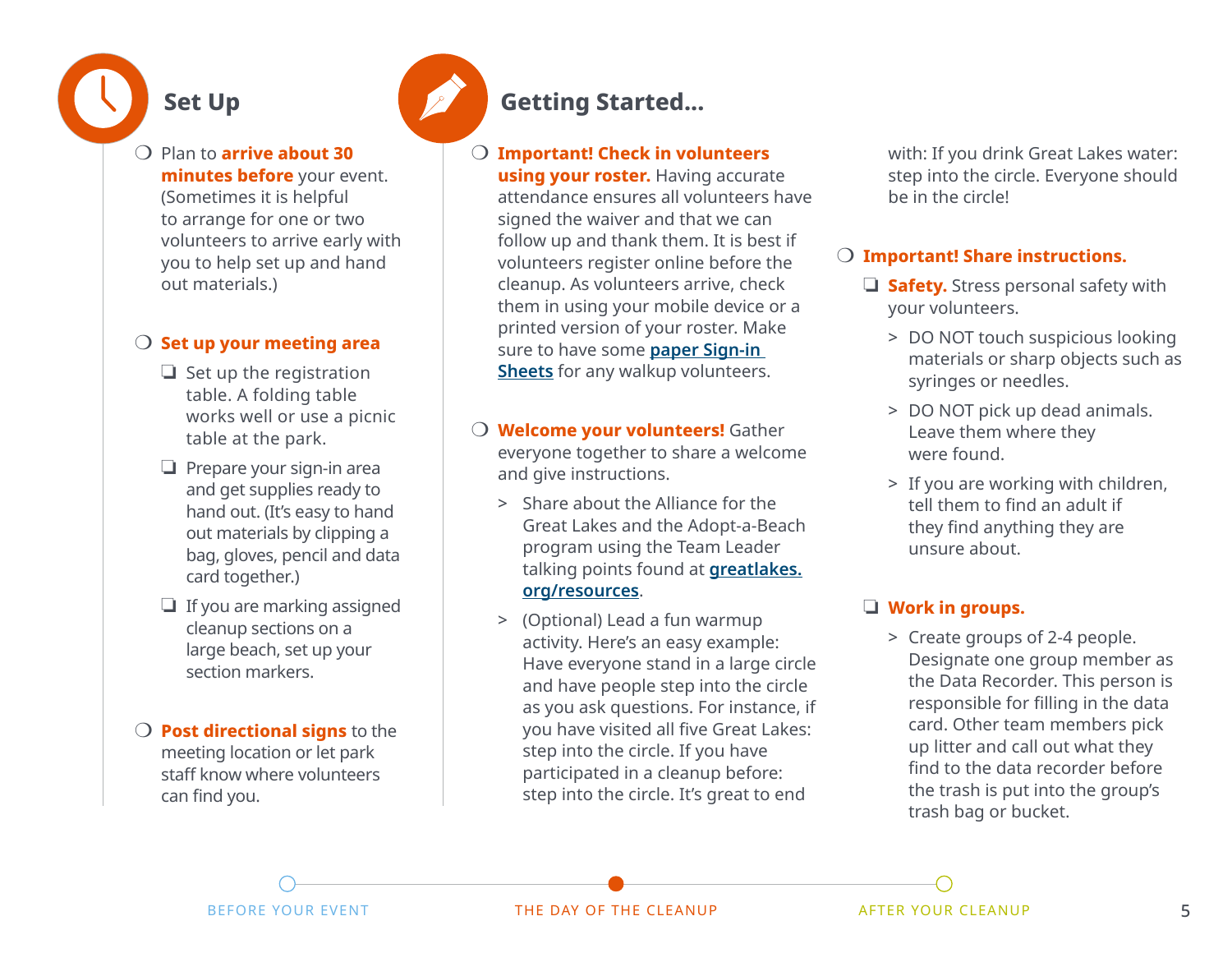## Set Up

- Plan to **arrive about 30 minutes before** your event. (Sometimes it is helpful to arrange for one or two volunteers to arrive early with you to help set up and hand out materials.)

- **Set up your meeting area**
  - Set up the registration table. A folding table works well or use a picnic table at the park.
  - Prepare your sign-in area and get supplies ready to hand out. (It's easy to hand out materials by clipping a bag, gloves, pencil and data card together.)
  - If you are marking assigned cleanup sections on a large beach, set up your section markers.

- **Post directional signs** to the meeting location or let park staff know where volunteers can find you.

## Getting Started...

- **Important! Check in volunteers using your roster.** Having accurate attendance ensures all volunteers have signed the waiver and that we can follow up and thank them. It is best if volunteers register online before the cleanup. As volunteers arrive, check them in using your mobile device or a printed version of your roster. Make sure to have some paper Sign-in Sheets for any walkup volunteers.

- **Welcome your volunteers!** Gather everyone together to share a welcome and give instructions.
  > Share about the Alliance for the Great Lakes and the Adopt-a-Beach program using the Team Leader talking points found at greatlakes.org/resources.
  > (Optional) Lead a fun warmup activity. Here's an easy example: Have everyone stand in a large circle and have people step into the circle as you ask questions. For instance, if you have visited all five Great Lakes: step into the circle. If you have participated in a cleanup before: step into the circle. It's great to end with: If you drink Great Lakes water: step into the circle. Everyone should be in the circle!

- **Important! Share instructions.**
  - **Safety.** Stress personal safety with your volunteers.
    > DO NOT touch suspicious looking materials or sharp objects such as syringes or needles.
    > DO NOT pick up dead animals. Leave them where they were found.
    > If you are working with children, tell them to find an adult if they find anything they are unsure about.
  - **Work in groups.**
    > Create groups of 2-4 people. Designate one group member as the Data Recorder. This person is responsible for filling in the data card. Other team members pick up litter and call out what they find to the data recorder before the trash is put into the group's trash bag or bucket.

BEFORE YOUR EVENT — THE DAY OF THE CLEANUP — AFTER YOUR CLEANUP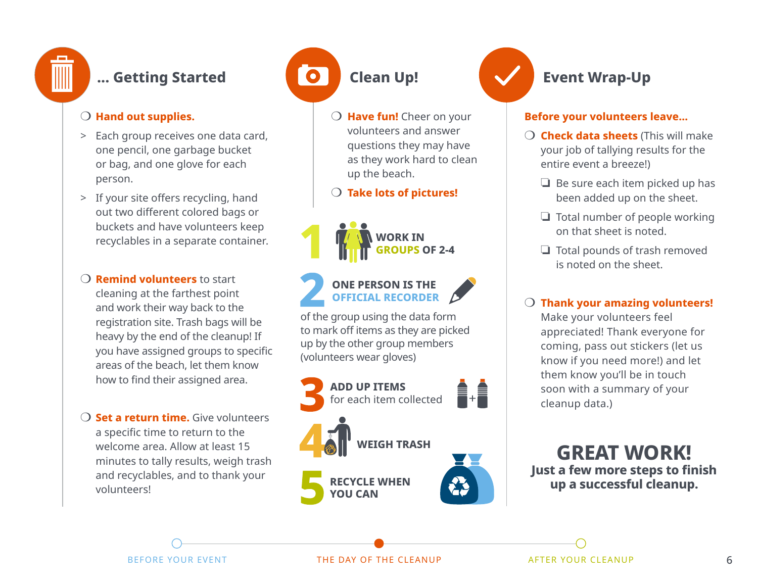## … Getting Started

- **Hand out supplies.**
  - Each group receives one data card, one pencil, one garbage bucket or bag, and one glove for each person.
  - If your site offers recycling, hand out two different colored bags or buckets and have volunteers keep recyclables in a separate container.
- **Remind volunteers** to start cleaning at the farthest point and work their way back to the registration site. Trash bags will be heavy by the end of the cleanup! If you have assigned groups to specific areas of the beach, let them know how to find their assigned area.
- **Set a return time.** Give volunteers a specific time to return to the welcome area. Allow at least 15 minutes to tally results, weigh trash and recyclables, and to thank your volunteers!

## Clean Up!

- **Have fun!** Cheer on your volunteers and answer questions they may have as they work hard to clean up the beach.
- **Take lots of pictures!**

1. **WORK IN GROUPS OF 2-4**
2. **ONE PERSON IS THE OFFICIAL RECORDER** of the group using the data form to mark off items as they are picked up by the other group members (volunteers wear gloves)
3. **ADD UP ITEMS** for each item collected
4. **WEIGH TRASH**
5. **RECYCLE WHEN YOU CAN**

## Event Wrap-Up

**Before your volunteers leave…**

- **Check data sheets** (This will make your job of tallying results for the entire event a breeze!)
  - Be sure each item picked up has been added up on the sheet.
  - Total number of people working on that sheet is noted.
  - Total pounds of trash removed is noted on the sheet.
- **Thank your amazing volunteers!** Make your volunteers feel appreciated! Thank everyone for coming, pass out stickers (let us know if you need more!) and let them know you'll be in touch soon with a summary of your cleanup data.)

**GREAT WORK!**
**Just a few more steps to finish up a successful cleanup.**

BEFORE YOUR EVENT — THE DAY OF THE CLEANUP — AFTER YOUR CLEANUP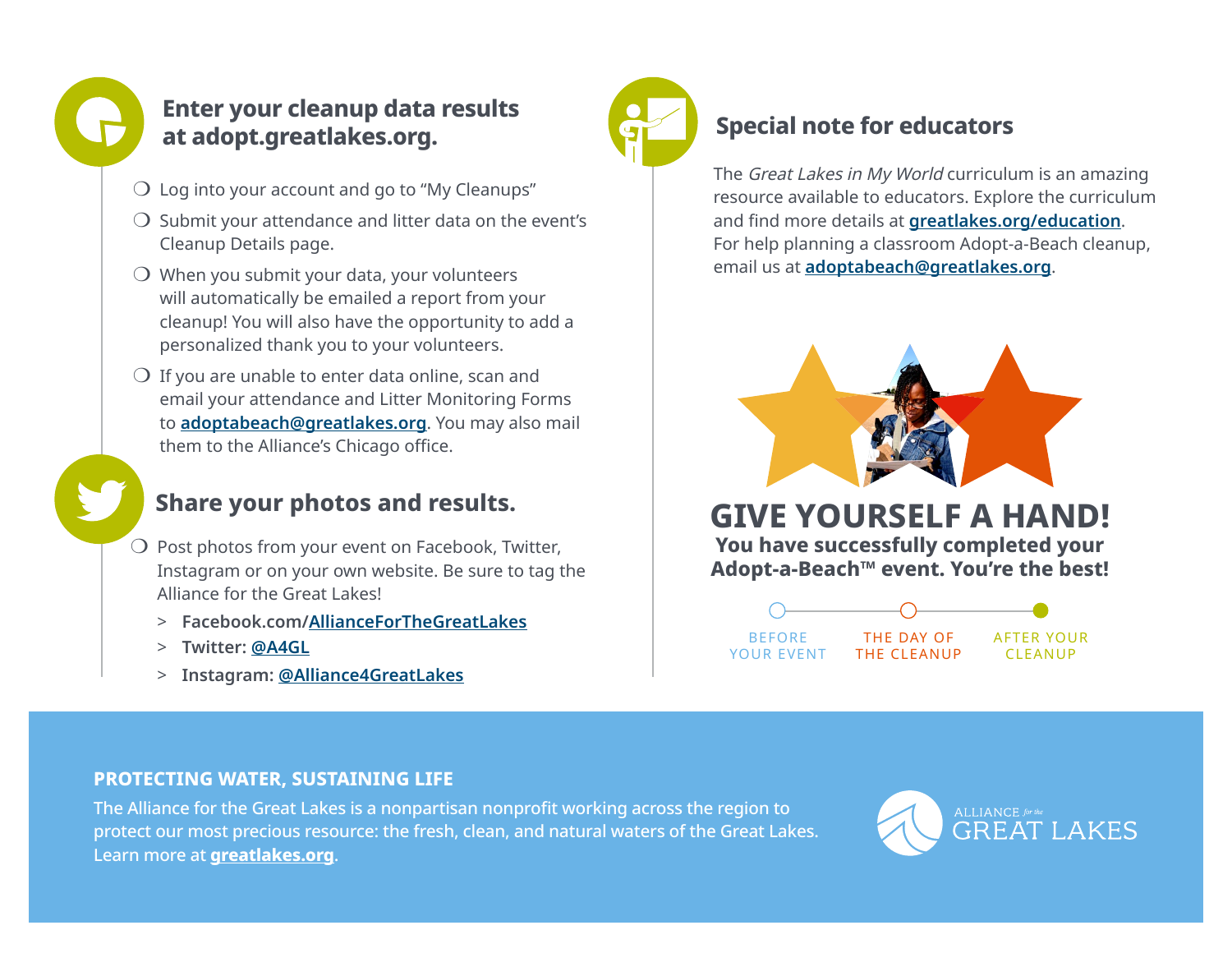## Enter your cleanup data results at adopt.greatlakes.org.

- Log into your account and go to "My Cleanups"
- Submit your attendance and litter data on the event's Cleanup Details page.
- When you submit your data, your volunteers will automatically be emailed a report from your cleanup! You will also have the opportunity to add a personalized thank you to your volunteers.
- If you are unable to enter data online, scan and email your attendance and Litter Monitoring Forms to **adoptabeach@greatlakes.org**. You may also mail them to the Alliance's Chicago office.

## Share your photos and results.

- Post photos from your event on Facebook, Twitter, Instagram or on your own website. Be sure to tag the Alliance for the Great Lakes!
  > **Facebook.com/AllianceForTheGreatLakes**
  > **Twitter: @A4GL**
  > **Instagram: @Alliance4GreatLakes**

## Special note for educators

The *Great Lakes in My World* curriculum is an amazing resource available to educators. Explore the curriculum and find more details at **greatlakes.org/education**. For help planning a classroom Adopt-a-Beach cleanup, email us at **adoptabeach@greatlakes.org**.

# GIVE YOURSELF A HAND!

**You have successfully completed your Adopt-a-Beach™ event. You're the best!**

BEFORE YOUR EVENT — THE DAY OF THE CLEANUP — AFTER YOUR CLEANUP

**PROTECTING WATER, SUSTAINING LIFE**

The Alliance for the Great Lakes is a nonpartisan nonprofit working across the region to protect our most precious resource: the fresh, clean, and natural waters of the Great Lakes. Learn more at **greatlakes.org**.

ALLIANCE *for the* GREAT LAKES